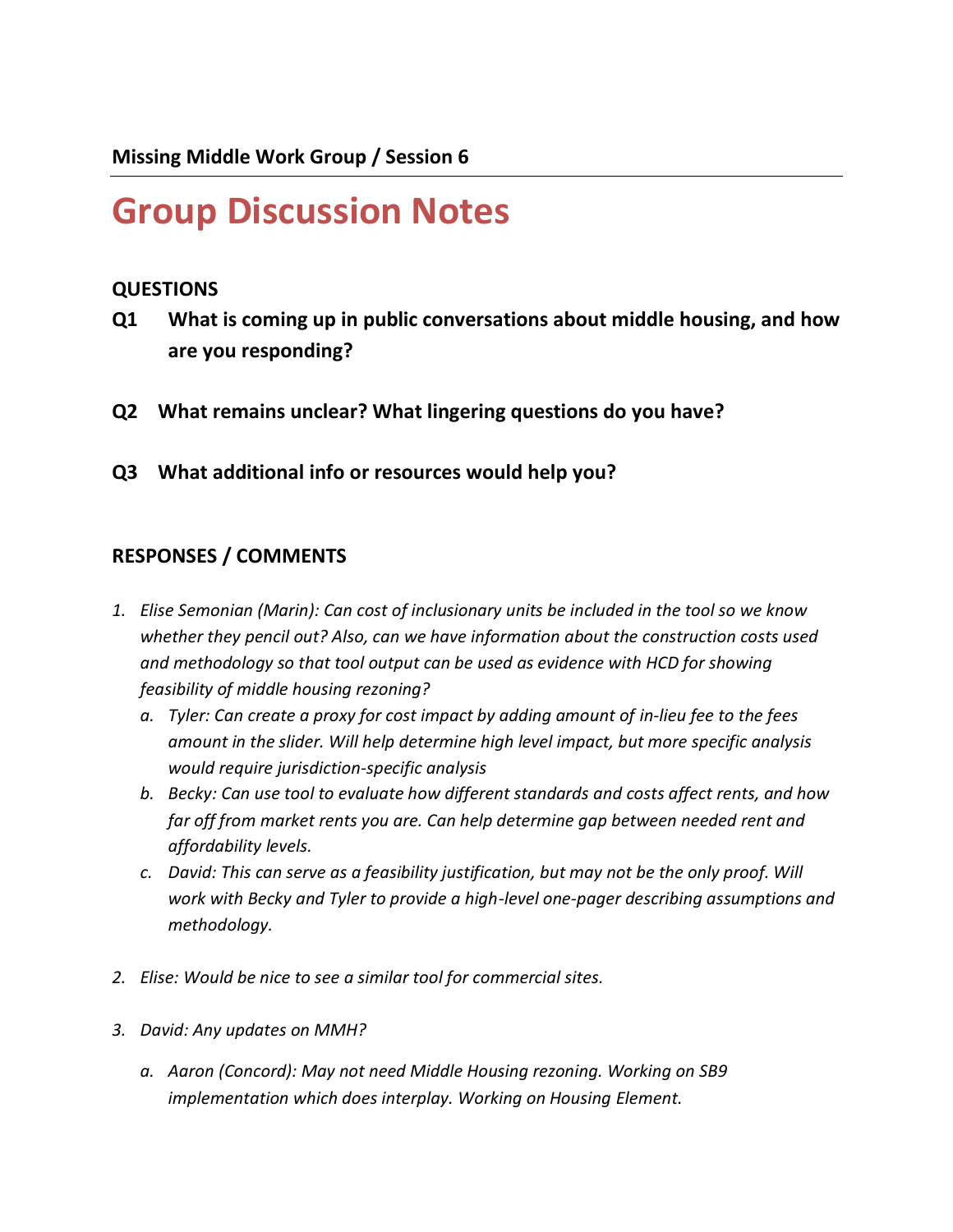**Missing Middle Work Group / Session 6**

# Group Discussion Notes

## QUESTIONS

**Q1 What is coming up in public conversations about middle housing, and how are you responding?**

**Q2 What remains unclear? What lingering questions do you have?**

**Q3 What additional info or resources would help you?**

## RESPONSES / COMMENTS

1. *Elise Semonian (Marin): Can cost of inclusionary units be included in the tool so we know whether they pencil out? Also, can we have information about the construction costs used and methodology so that tool output can be used as evidence with HCD for showing feasibility of middle housing rezoning?*
   a. *Tyler: Can create a proxy for cost impact by adding amount of in-lieu fee to the fees amount in the slider. Will help determine high level impact, but more specific analysis would require jurisdiction-specific analysis*
   b. *Becky: Can use tool to evaluate how different standards and costs affect rents, and how far off from market rents you are. Can help determine gap between needed rent and affordability levels.*
   c. *David: This can serve as a feasibility justification, but may not be the only proof. Will work with Becky and Tyler to provide a high-level one-pager describing assumptions and methodology.*

2. *Elise: Would be nice to see a similar tool for commercial sites.*

3. *David: Any updates on MMH?*
   a. *Aaron (Concord): May not need Middle Housing rezoning. Working on SB9 implementation which does interplay. Working on Housing Element.*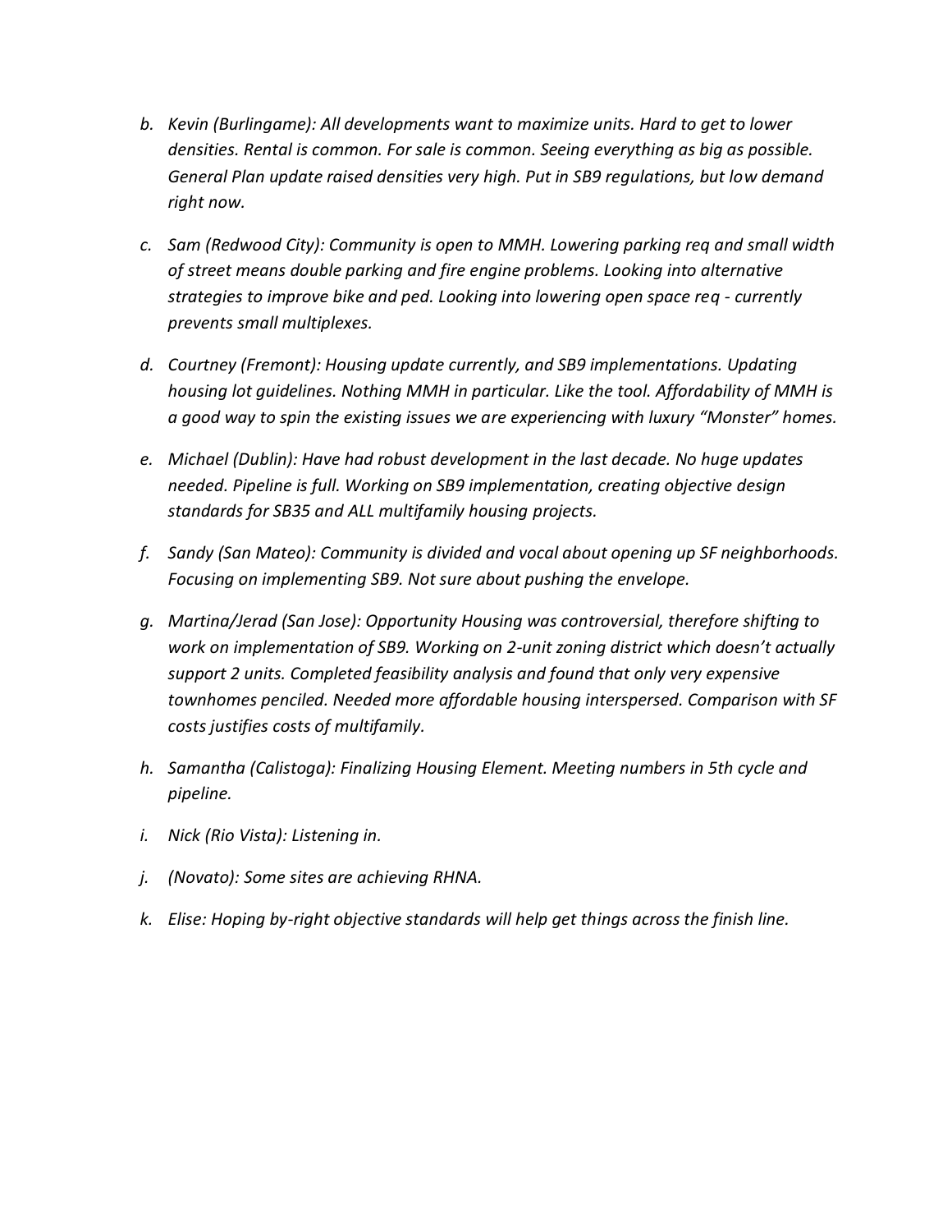b. *Kevin (Burlingame): All developments want to maximize units. Hard to get to lower densities. Rental is common. For sale is common. Seeing everything as big as possible. General Plan update raised densities very high. Put in SB9 regulations, but low demand right now.*

c. *Sam (Redwood City): Community is open to MMH. Lowering parking req and small width of street means double parking and fire engine problems. Looking into alternative strategies to improve bike and ped. Looking into lowering open space req - currently prevents small multiplexes.*

d. *Courtney (Fremont): Housing update currently, and SB9 implementations. Updating housing lot guidelines. Nothing MMH in particular. Like the tool. Affordability of MMH is a good way to spin the existing issues we are experiencing with luxury "Monster" homes.*

e. *Michael (Dublin): Have had robust development in the last decade. No huge updates needed. Pipeline is full. Working on SB9 implementation, creating objective design standards for SB35 and ALL multifamily housing projects.*

f. *Sandy (San Mateo): Community is divided and vocal about opening up SF neighborhoods. Focusing on implementing SB9. Not sure about pushing the envelope.*

g. *Martina/Jerad (San Jose): Opportunity Housing was controversial, therefore shifting to work on implementation of SB9. Working on 2-unit zoning district which doesn't actually support 2 units. Completed feasibility analysis and found that only very expensive townhomes penciled. Needed more affordable housing interspersed. Comparison with SF costs justifies costs of multifamily.*

h. *Samantha (Calistoga): Finalizing Housing Element. Meeting numbers in 5th cycle and pipeline.*

i. *Nick (Rio Vista): Listening in.*

j. *(Novato): Some sites are achieving RHNA.*

k. *Elise: Hoping by-right objective standards will help get things across the finish line.*